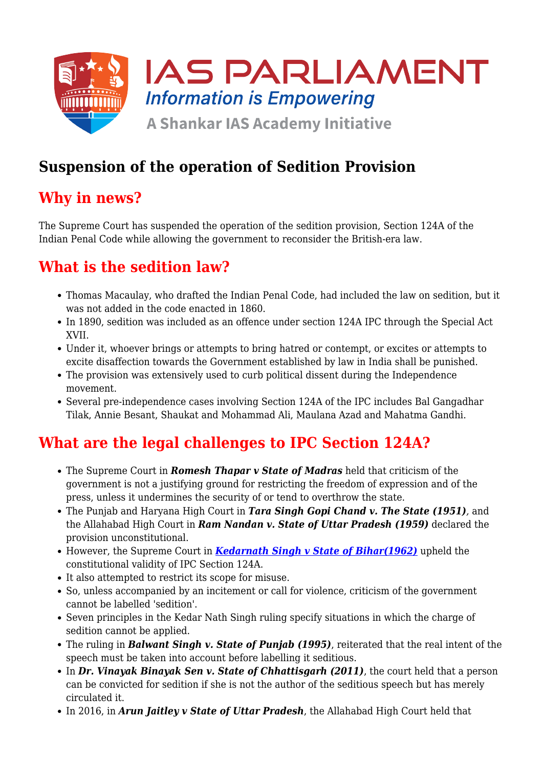# Suspension of the operation of Sedition Provision

## Why in news?

The Supreme Court has suspended the operation of the sedition provision, Section 124A of the Indian Penal Code while allowing the government to reconsider the British-era law.

## What is the sedition law?

- Thomas Macaulay, who drafted the Indian Penal Code, had included the law on sedition, but it was not added in the code enacted in 1860.
- In 1890, sedition was included as an offence under section 124A IPC through the Special Act XVII.
- Under it, whoever brings or attempts to bring hatred or contempt, or excites or attempts to excite disaffection towards the Government established by law in India shall be punished.
- The provision was extensively used to curb political dissent during the Independence movement.
- Several pre-independence cases involving Section 124A of the IPC includes Bal Gangadhar Tilak, Annie Besant, Shaukat and Mohammad Ali, Maulana Azad and Mahatma Gandhi.

## What are the legal challenges to IPC Section 124A?

- The Supreme Court in ***Romesh Thapar v State of Madras*** held that criticism of the government is not a justifying ground for restricting the freedom of expression and of the press, unless it undermines the security of or tend to overthrow the state.
- The Punjab and Haryana High Court in ***Tara Singh Gopi Chand v. The State (1951)***, and the Allahabad High Court in ***Ram Nandan v. State of Uttar Pradesh (1959)*** declared the provision unconstitutional.
- However, the Supreme Court in ***Kedarnath Singh v State of Bihar(1962)*** upheld the constitutional validity of IPC Section 124A.
- It also attempted to restrict its scope for misuse.
- So, unless accompanied by an incitement or call for violence, criticism of the government cannot be labelled 'sedition'.
- Seven principles in the Kedar Nath Singh ruling specify situations in which the charge of sedition cannot be applied.
- The ruling in ***Balwant Singh v. State of Punjab (1995)***, reiterated that the real intent of the speech must be taken into account before labelling it seditious.
- In ***Dr. Vinayak Binayak Sen v. State of Chhattisgarh (2011)***, the court held that a person can be convicted for sedition if she is not the author of the seditious speech but has merely circulated it.
- In 2016, in ***Arun Jaitley v State of Uttar Pradesh***, the Allahabad High Court held that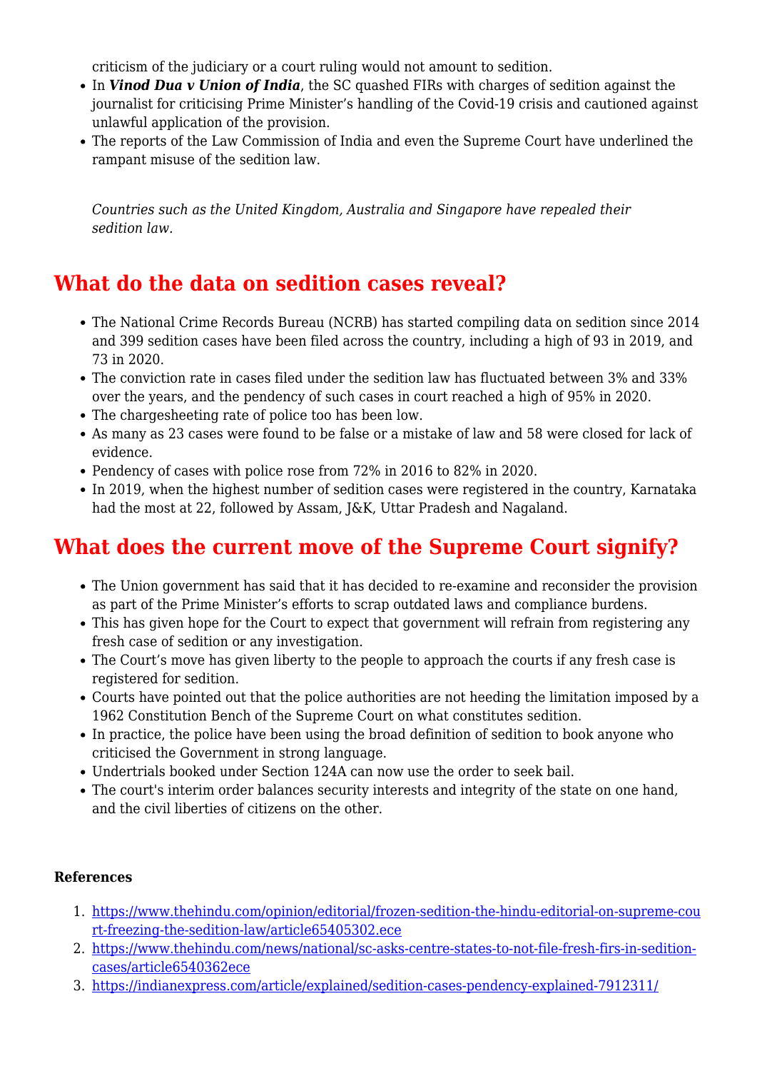criticism of the judiciary or a court ruling would not amount to sedition.

- In ***Vinod Dua v Union of India***, the SC quashed FIRs with charges of sedition against the journalist for criticising Prime Minister's handling of the Covid-19 crisis and cautioned against unlawful application of the provision.
- The reports of the Law Commission of India and even the Supreme Court have underlined the rampant misuse of the sedition law.

*Countries such as the United Kingdom, Australia and Singapore have repealed their sedition law.*

## What do the data on sedition cases reveal?

- The National Crime Records Bureau (NCRB) has started compiling data on sedition since 2014 and 399 sedition cases have been filed across the country, including a high of 93 in 2019, and 73 in 2020.
- The conviction rate in cases filed under the sedition law has fluctuated between 3% and 33% over the years, and the pendency of such cases in court reached a high of 95% in 2020.
- The chargesheeting rate of police too has been low.
- As many as 23 cases were found to be false or a mistake of law and 58 were closed for lack of evidence.
- Pendency of cases with police rose from 72% in 2016 to 82% in 2020.
- In 2019, when the highest number of sedition cases were registered in the country, Karnataka had the most at 22, followed by Assam, J&K, Uttar Pradesh and Nagaland.

## What does the current move of the Supreme Court signify?

- The Union government has said that it has decided to re-examine and reconsider the provision as part of the Prime Minister's efforts to scrap outdated laws and compliance burdens.
- This has given hope for the Court to expect that government will refrain from registering any fresh case of sedition or any investigation.
- The Court's move has given liberty to the people to approach the courts if any fresh case is registered for sedition.
- Courts have pointed out that the police authorities are not heeding the limitation imposed by a 1962 Constitution Bench of the Supreme Court on what constitutes sedition.
- In practice, the police have been using the broad definition of sedition to book anyone who criticised the Government in strong language.
- Undertrials booked under Section 124A can now use the order to seek bail.
- The court's interim order balances security interests and integrity of the state on one hand, and the civil liberties of citizens on the other.

**References**

1. https://www.thehindu.com/opinion/editorial/frozen-sedition-the-hindu-editorial-on-supreme-court-freezing-the-sedition-law/article65405302.ece
2. https://www.thehindu.com/news/national/sc-asks-centre-states-to-not-file-fresh-firs-in-sedition-cases/article6540362ece
3. https://indianexpress.com/article/explained/sedition-cases-pendency-explained-7912311/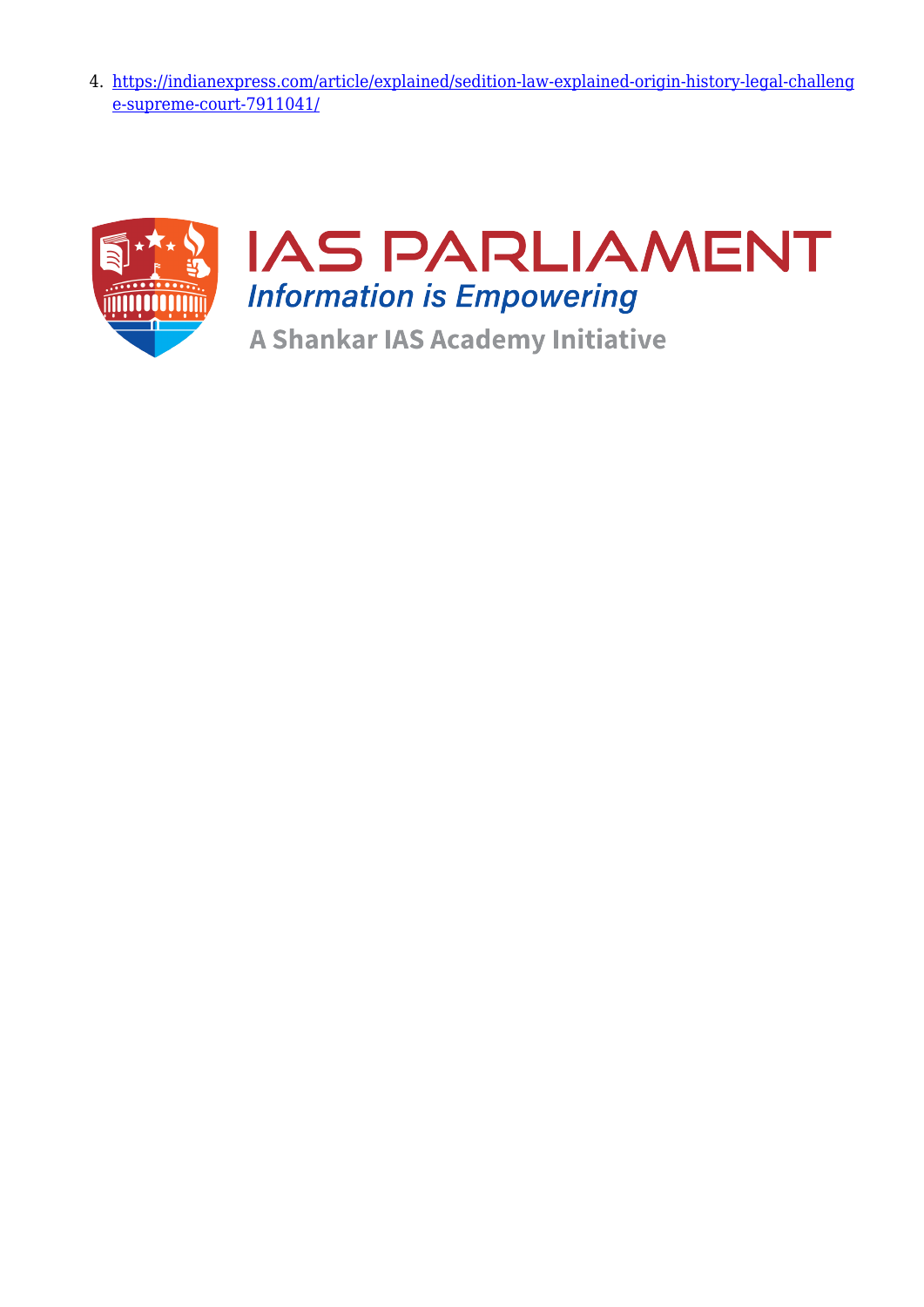4. https://indianexpress.com/article/explained/sedition-law-explained-origin-history-legal-challenge-supreme-court-7911041/

IAS PARLIAMENT

*Information is Empowering*

**A Shankar IAS Academy Initiative**